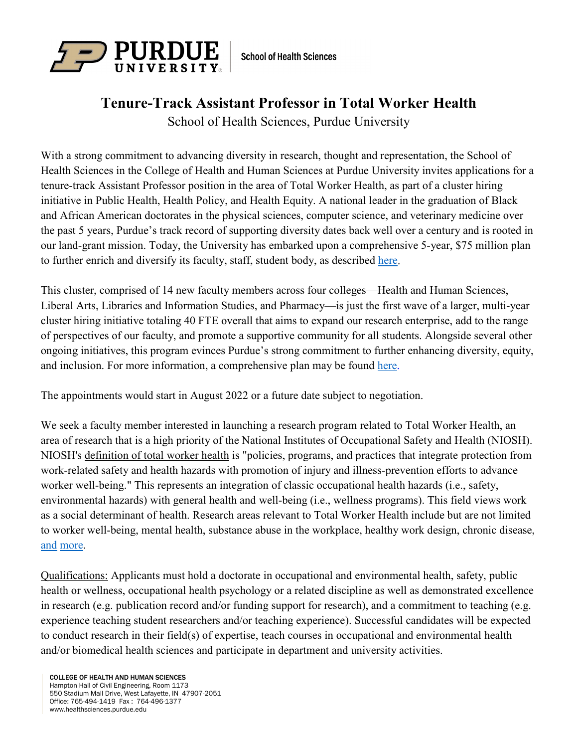Purdue University | School of Health Sciences

# Tenure-Track Assistant Professor in Total Worker Health

School of Health Sciences, Purdue University

With a strong commitment to advancing diversity in research, thought and representation, the School of Health Sciences in the College of Health and Human Sciences at Purdue University invites applications for a tenure-track Assistant Professor position in the area of Total Worker Health, as part of a cluster hiring initiative in Public Health, Health Policy, and Health Equity. A national leader in the graduation of Black and African American doctorates in the physical sciences, computer science, and veterinary medicine over the past 5 years, Purdue's track record of supporting diversity dates back well over a century and is rooted in our land-grant mission. Today, the University has embarked upon a comprehensive 5-year, $75 million plan to further enrich and diversify its faculty, staff, student body, as described here.

This cluster, comprised of 14 new faculty members across four colleges—Health and Human Sciences, Liberal Arts, Libraries and Information Studies, and Pharmacy—is just the first wave of a larger, multi-year cluster hiring initiative totaling 40 FTE overall that aims to expand our research enterprise, add to the range of perspectives of our faculty, and promote a supportive community for all students. Alongside several other ongoing initiatives, this program evinces Purdue's strong commitment to further enhancing diversity, equity, and inclusion. For more information, a comprehensive plan may be found here.

The appointments would start in August 2022 or a future date subject to negotiation.

We seek a faculty member interested in launching a research program related to Total Worker Health, an area of research that is a high priority of the National Institutes of Occupational Safety and Health (NIOSH). NIOSH's definition of total worker health is "policies, programs, and practices that integrate protection from work-related safety and health hazards with promotion of injury and illness-prevention efforts to advance worker well-being." This represents an integration of classic occupational health hazards (i.e., safety, environmental hazards) with general health and well-being (i.e., wellness programs). This field views work as a social determinant of health. Research areas relevant to Total Worker Health include but are not limited to worker well-being, mental health, substance abuse in the workplace, healthy work design, chronic disease, and more.

Qualifications: Applicants must hold a doctorate in occupational and environmental health, safety, public health or wellness, occupational health psychology or a related discipline as well as demonstrated excellence in research (e.g. publication record and/or funding support for research), and a commitment to teaching (e.g. experience teaching student researchers and/or teaching experience). Successful candidates will be expected to conduct research in their field(s) of expertise, teach courses in occupational and environmental health and/or biomedical health sciences and participate in department and university activities.

COLLEGE OF HEALTH AND HUMAN SCIENCES
Hampton Hall of Civil Engineering, Room 1173
550 Stadium Mall Drive, West Lafayette, IN 47907-2051
Office: 765-494-1419 Fax : 764-496-1377
www.healthsciences.purdue.edu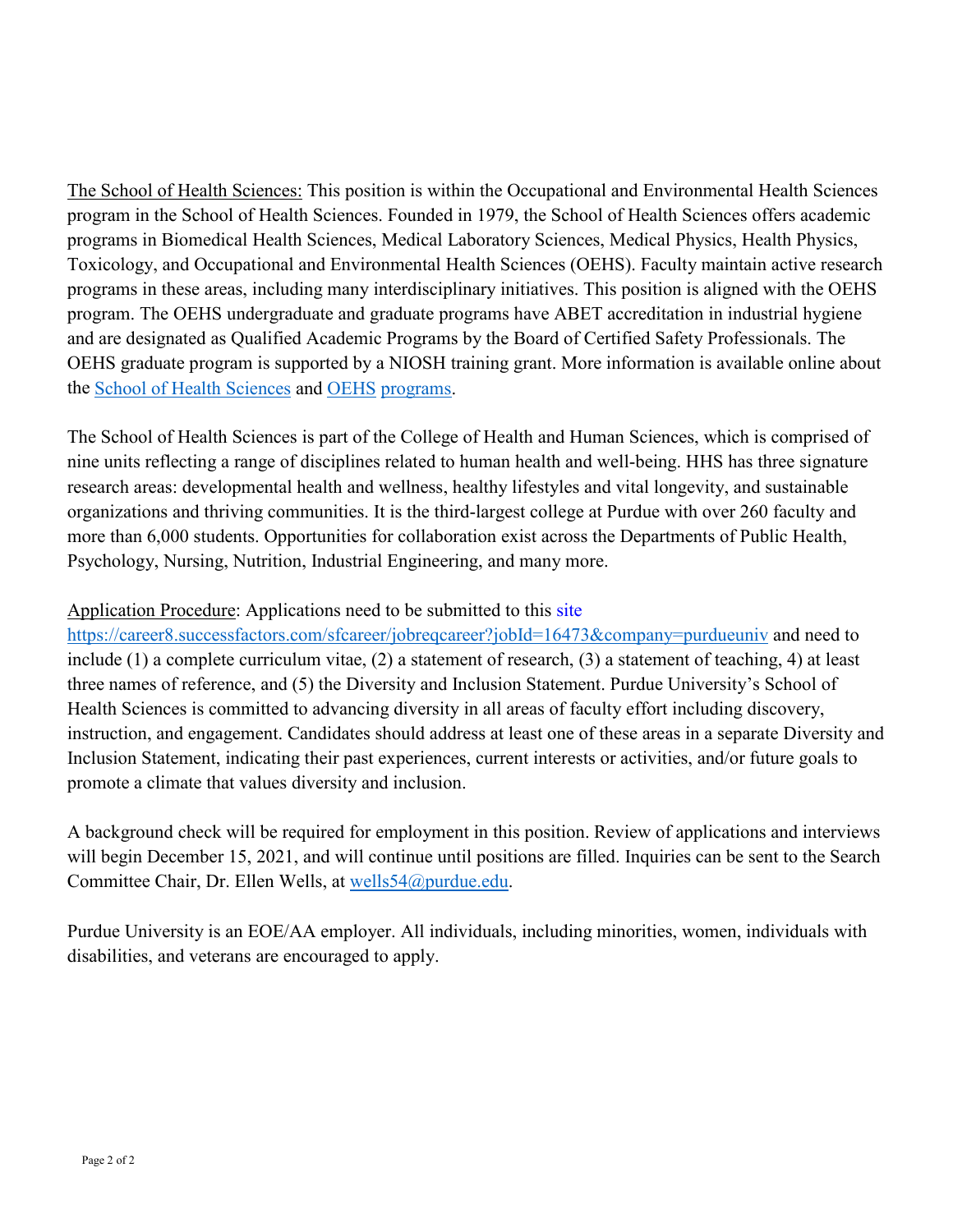The School of Health Sciences: This position is within the Occupational and Environmental Health Sciences program in the School of Health Sciences. Founded in 1979, the School of Health Sciences offers academic programs in Biomedical Health Sciences, Medical Laboratory Sciences, Medical Physics, Health Physics, Toxicology, and Occupational and Environmental Health Sciences (OEHS). Faculty maintain active research programs in these areas, including many interdisciplinary initiatives. This position is aligned with the OEHS program. The OEHS undergraduate and graduate programs have ABET accreditation in industrial hygiene and are designated as Qualified Academic Programs by the Board of Certified Safety Professionals. The OEHS graduate program is supported by a NIOSH training grant. More information is available online about the School of Health Sciences and OEHS programs.

The School of Health Sciences is part of the College of Health and Human Sciences, which is comprised of nine units reflecting a range of disciplines related to human health and well-being. HHS has three signature research areas: developmental health and wellness, healthy lifestyles and vital longevity, and sustainable organizations and thriving communities. It is the third-largest college at Purdue with over 260 faculty and more than 6,000 students. Opportunities for collaboration exist across the Departments of Public Health, Psychology, Nursing, Nutrition, Industrial Engineering, and many more.

Application Procedure: Applications need to be submitted to this site https://career8.successfactors.com/sfcareer/jobreqcareer?jobId=16473&company=purdueuniv and need to include (1) a complete curriculum vitae, (2) a statement of research, (3) a statement of teaching, 4) at least three names of reference, and (5) the Diversity and Inclusion Statement. Purdue University's School of Health Sciences is committed to advancing diversity in all areas of faculty effort including discovery, instruction, and engagement. Candidates should address at least one of these areas in a separate Diversity and Inclusion Statement, indicating their past experiences, current interests or activities, and/or future goals to promote a climate that values diversity and inclusion.

A background check will be required for employment in this position. Review of applications and interviews will begin December 15, 2021, and will continue until positions are filled. Inquiries can be sent to the Search Committee Chair, Dr. Ellen Wells, at wells54@purdue.edu.

Purdue University is an EOE/AA employer. All individuals, including minorities, women, individuals with disabilities, and veterans are encouraged to apply.